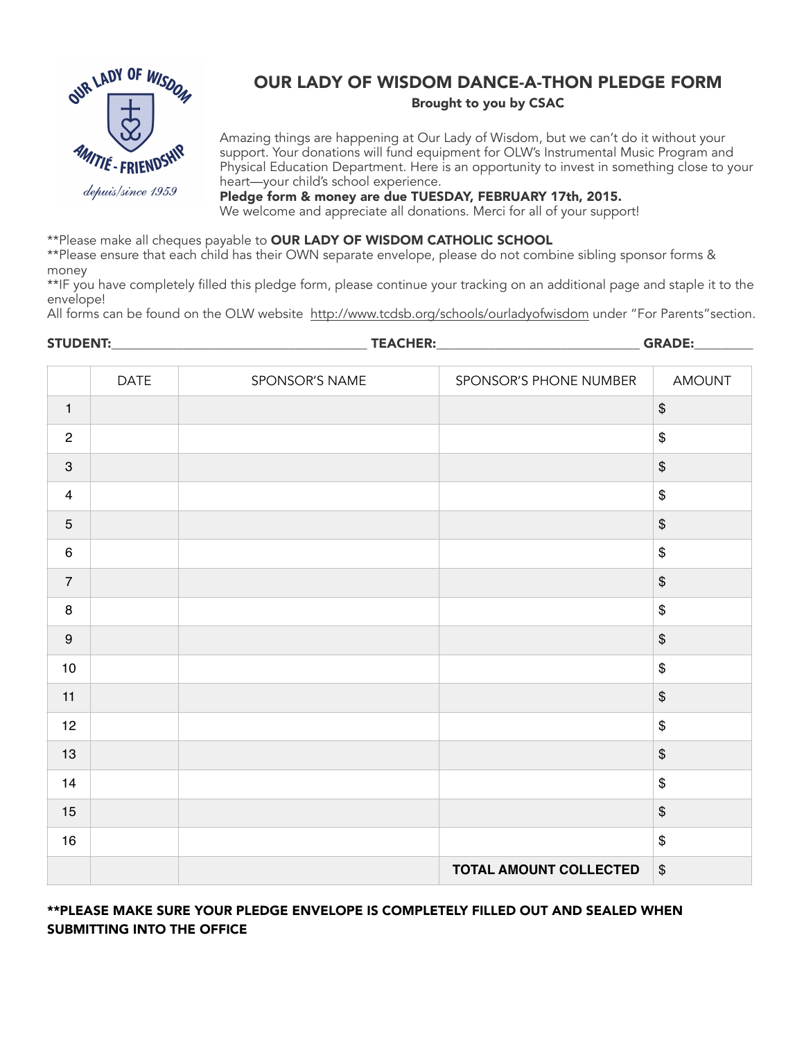OUR LADY OF WISDOM

AMITIÉ - FRIENDSHIP

*depuis/since 1959*

# OUR LADY OF WISDOM DANCE-A-THON PLEDGE FORM

**Brought to you by CSAC**

Amazing things are happening at Our Lady of Wisdom, but we can't do it without your support. Your donations will fund equipment for OLW's Instrumental Music Program and Physical Education Department. Here is an opportunity to invest in something close to your heart—your child's school experience.

**Pledge form & money are due TUESDAY, FEBRUARY 17th, 2015.**

We welcome and appreciate all donations. Merci for all of your support!

**Please make all cheques payable to **OUR LADY OF WISDOM CATHOLIC SCHOOL**

**Please ensure that each child has their OWN separate envelope, please do not combine sibling sponsor forms & money

**IF you have completely filled this pledge form, please continue your tracking on an additional page and staple it to the envelope!

All forms can be found on the OLW website http://www.tcdsb.org/schools/ourladyofwisdom under "For Parents" section.

**STUDENT:**\_\_\_\_\_\_\_\_\_\_\_\_\_\_\_\_\_\_\_\_\_\_\_\_\_\_\_\_ **TEACHER:**\_\_\_\_\_\_\_\_\_\_\_\_\_\_\_\_\_\_\_\_\_\_\_\_ **GRADE:**\_\_\_\_\_\_\_

| | DATE | SPONSOR'S NAME | SPONSOR'S PHONE NUMBER | AMOUNT |
|---|---|---|---|---|
| 1 | | | | $ |
| 2 | | | | $ |
| 3 | | | | $ |
| 4 | | | | $ |
| 5 | | | | $ |
| 6 | | | | $ |
| 7 | | | | $ |
| 8 | | | | $ |
| 9 | | | | $ |
| 10 | | | | $ |
| 11 | | | | $ |
| 12 | | | | $ |
| 13 | | | | $ |
| 14 | | | | $ |
| 15 | | | | $ |
| 16 | | | | $ |
| | | | **TOTAL AMOUNT COLLECTED** | $ |

****PLEASE MAKE SURE YOUR PLEDGE ENVELOPE IS COMPLETELY FILLED OUT AND SEALED WHEN SUBMITTING INTO THE OFFICE**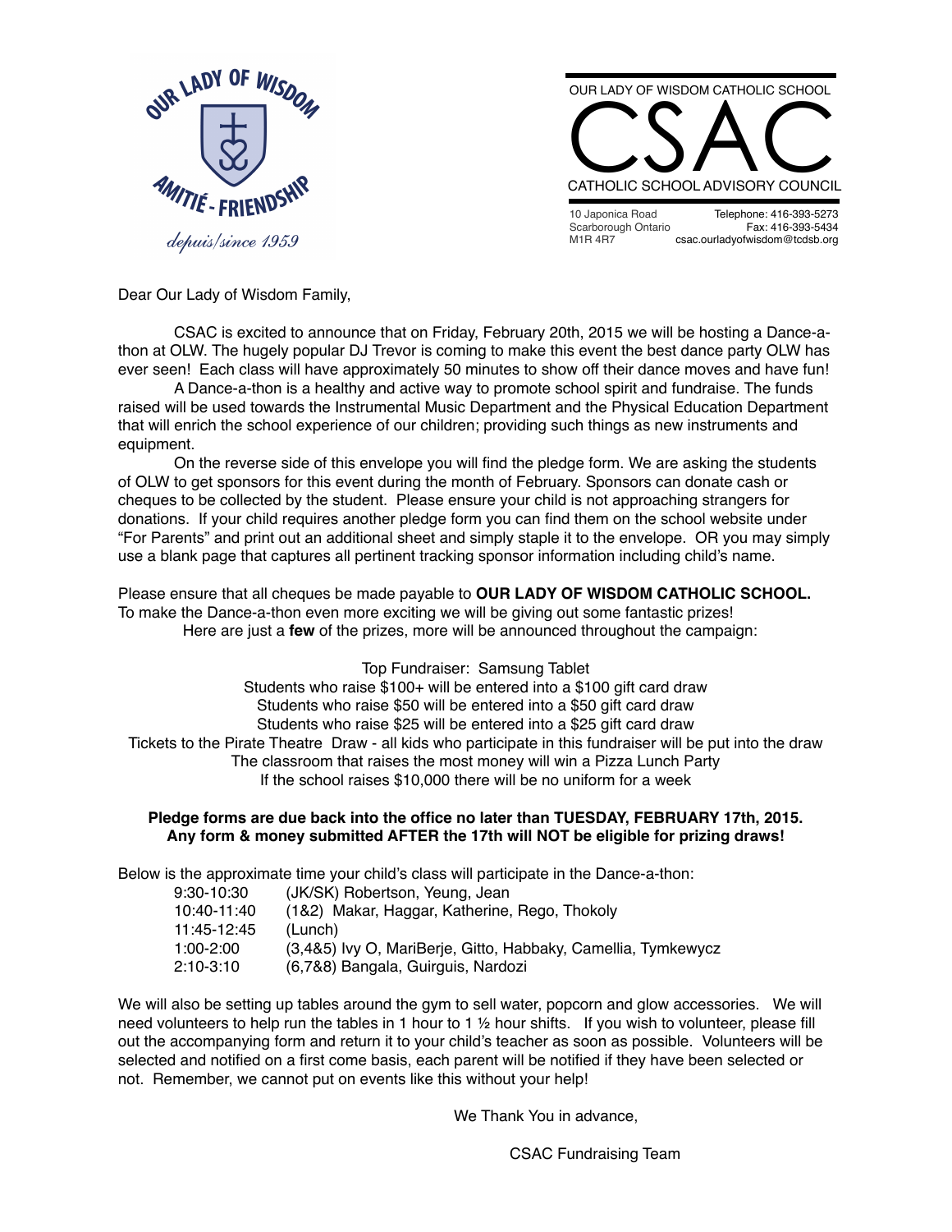OUR LADY OF WISDOM

AMITIÉ - FRIENDSHIP

*depuis/since 1959*

OUR LADY OF WISDOM CATHOLIC SCHOOL

# CSAC

CATHOLIC SCHOOL ADVISORY COUNCIL

10 Japonica Road
Scarborough Ontario
M1R 4R7

Telephone: 416-393-5273
Fax: 416-393-5434
csac.ourladyofwisdom@tcdsb.org

Dear Our Lady of Wisdom Family,

CSAC is excited to announce that on Friday, February 20th, 2015 we will be hosting a Dance-a-thon at OLW. The hugely popular DJ Trevor is coming to make this event the best dance party OLW has ever seen! Each class will have approximately 50 minutes to show off their dance moves and have fun!

A Dance-a-thon is a healthy and active way to promote school spirit and fundraise. The funds raised will be used towards the Instrumental Music Department and the Physical Education Department that will enrich the school experience of our children; providing such things as new instruments and equipment.

On the reverse side of this envelope you will find the pledge form. We are asking the students of OLW to get sponsors for this event during the month of February. Sponsors can donate cash or cheques to be collected by the student. Please ensure your child is not approaching strangers for donations. If your child requires another pledge form you can find them on the school website under "For Parents" and print out an additional sheet and simply staple it to the envelope. OR you may simply use a blank page that captures all pertinent tracking sponsor information including child's name.

Please ensure that all cheques be made payable to **OUR LADY OF WISDOM CATHOLIC SCHOOL.**
To make the Dance-a-thon even more exciting we will be giving out some fantastic prizes!
Here are just a **few** of the prizes, more will be announced throughout the campaign:

Top Fundraiser: Samsung Tablet
Students who raise $100+ will be entered into a $100 gift card draw
Students who raise $50 will be entered into a $50 gift card draw
Students who raise $25 will be entered into a $25 gift card draw
Tickets to the Pirate Theatre Draw - all kids who participate in this fundraiser will be put into the draw
The classroom that raises the most money will win a Pizza Lunch Party
If the school raises $10,000 there will be no uniform for a week

**Pledge forms are due back into the office no later than TUESDAY, FEBRUARY 17th, 2015.**
**Any form & money submitted AFTER the 17th will NOT be eligible for prizing draws!**

Below is the approximate time your child's class will participate in the Dance-a-thon:

| | |
|---|---|
| 9:30-10:30 | (JK/SK) Robertson, Yeung, Jean |
| 10:40-11:40 | (1&2) Makar, Haggar, Katherine, Rego, Thokoly |
| 11:45-12:45 | (Lunch) |
| 1:00-2:00 | (3,4&5) Ivy O, MariBerje, Gitto, Habbaky, Camellia, Tymkewycz |
| 2:10-3:10 | (6,7&8) Bangala, Guirguis, Nardozi |

We will also be setting up tables around the gym to sell water, popcorn and glow accessories. We will need volunteers to help run the tables in 1 hour to 1 ½ hour shifts. If you wish to volunteer, please fill out the accompanying form and return it to your child's teacher as soon as possible. Volunteers will be selected and notified on a first come basis, each parent will be notified if they have been selected or not. Remember, we cannot put on events like this without your help!

We Thank You in advance,

CSAC Fundraising Team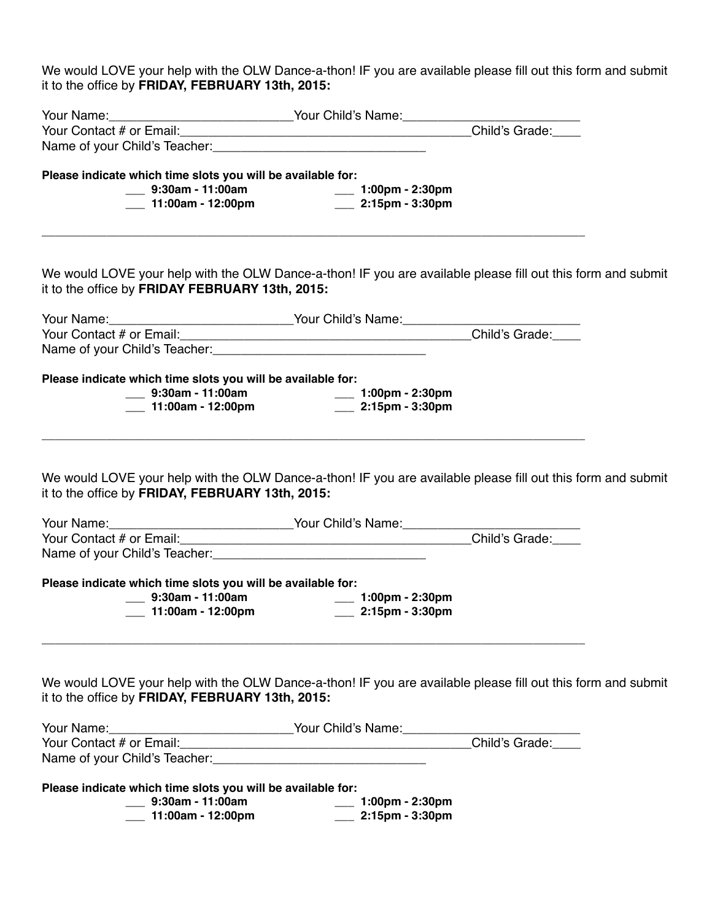We would LOVE your help with the OLW Dance-a-thon! IF you are available please fill out this form and submit it to the office by **FRIDAY, FEBRUARY 13th, 2015:**

Your Name:__________________________Your Child's Name:_________________________
Your Contact # or Email:__________________________________________Child's Grade:____
Name of your Child's Teacher:______________________________

**Please indicate which time slots you will be available for:**

___ **9:30am - 11:00am** ___ **1:00pm - 2:30pm**
___ **11:00am - 12:00pm** ___ **2:15pm - 3:30pm**

---

We would LOVE your help with the OLW Dance-a-thon! IF you are available please fill out this form and submit it to the office by **FRIDAY FEBRUARY 13th, 2015:**

Your Name:__________________________Your Child's Name:_________________________
Your Contact # or Email:__________________________________________Child's Grade:____
Name of your Child's Teacher:______________________________

**Please indicate which time slots you will be available for:**

___ **9:30am - 11:00am** ___ **1:00pm - 2:30pm**
___ **11:00am - 12:00pm** ___ **2:15pm - 3:30pm**

---

We would LOVE your help with the OLW Dance-a-thon! IF you are available please fill out this form and submit it to the office by **FRIDAY, FEBRUARY 13th, 2015:**

Your Name:__________________________Your Child's Name:_________________________
Your Contact # or Email:__________________________________________Child's Grade:____
Name of your Child's Teacher:______________________________

**Please indicate which time slots you will be available for:**

___ **9:30am - 11:00am** ___ **1:00pm - 2:30pm**
___ **11:00am - 12:00pm** ___ **2:15pm - 3:30pm**

---

We would LOVE your help with the OLW Dance-a-thon! IF you are available please fill out this form and submit it to the office by **FRIDAY, FEBRUARY 13th, 2015:**

Your Name:__________________________Your Child's Name:_________________________
Your Contact # or Email:__________________________________________Child's Grade:____
Name of your Child's Teacher:______________________________

**Please indicate which time slots you will be available for:**

___ **9:30am - 11:00am** ___ **1:00pm - 2:30pm**
___ **11:00am - 12:00pm** ___ **2:15pm - 3:30pm**